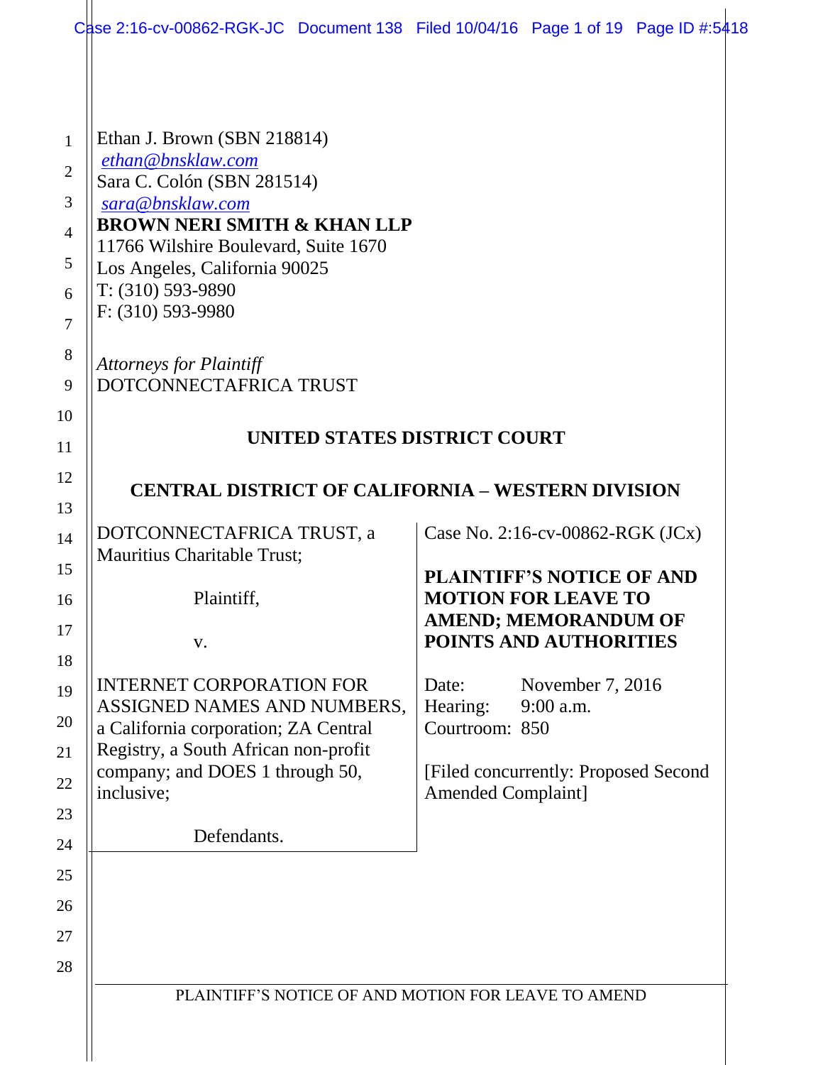Ethan J. Brown (SBN 218814)
ethan@bnsklaw.com
Sara C. Colón (SBN 281514)
sara@bnsklaw.com
**BROWN NERI SMITH & KHAN LLP**
11766 Wilshire Boulevard, Suite 1670
Los Angeles, California 90025
T: (310) 593-9890
F: (310) 593-9980

*Attorneys for Plaintiff*
DOTCONNECTAFRICA TRUST

**UNITED STATES DISTRICT COURT**

**CENTRAL DISTRICT OF CALIFORNIA – WESTERN DIVISION**

DOTCONNECTAFRICA TRUST, a Mauritius Charitable Trust;

Plaintiff,

v.

INTERNET CORPORATION FOR ASSIGNED NAMES AND NUMBERS, a California corporation; ZA Central Registry, a South African non-profit company; and DOES 1 through 50, inclusive;

Defendants.

Case No. 2:16-cv-00862-RGK (JCx)

**PLAINTIFF'S NOTICE OF AND MOTION FOR LEAVE TO AMEND; MEMORANDUM OF POINTS AND AUTHORITIES**

Date: November 7, 2016
Hearing: 9:00 a.m.
Courtroom: 850

[Filed concurrently: Proposed Second Amended Complaint]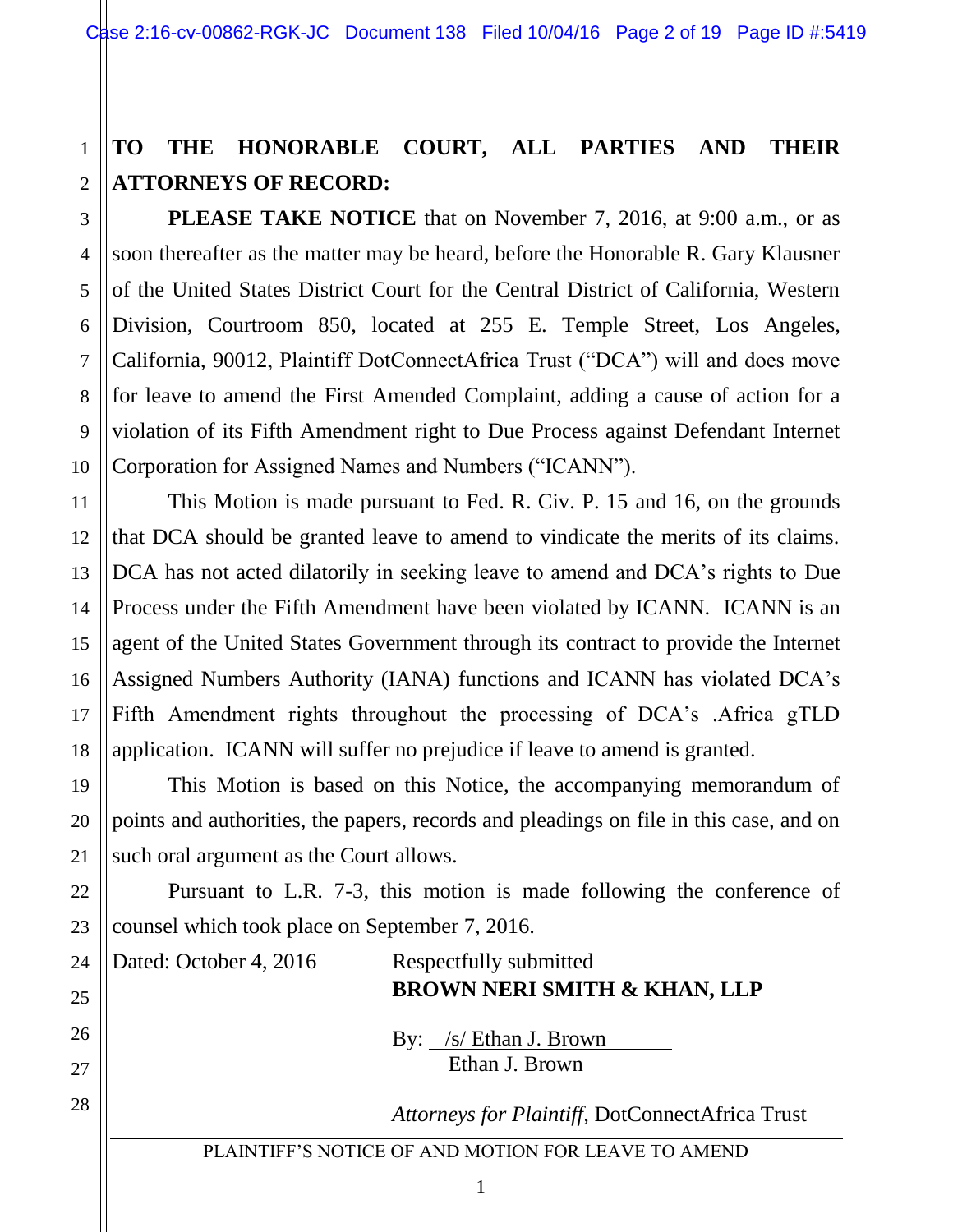**TO THE HONORABLE COURT, ALL PARTIES AND THEIR ATTORNEYS OF RECORD:**

**PLEASE TAKE NOTICE** that on November 7, 2016, at 9:00 a.m., or as soon thereafter as the matter may be heard, before the Honorable R. Gary Klausner of the United States District Court for the Central District of California, Western Division, Courtroom 850, located at 255 E. Temple Street, Los Angeles, California, 90012, Plaintiff DotConnectAfrica Trust ("DCA") will and does move for leave to amend the First Amended Complaint, adding a cause of action for a violation of its Fifth Amendment right to Due Process against Defendant Internet Corporation for Assigned Names and Numbers ("ICANN").

This Motion is made pursuant to Fed. R. Civ. P. 15 and 16, on the grounds that DCA should be granted leave to amend to vindicate the merits of its claims. DCA has not acted dilatorily in seeking leave to amend and DCA's rights to Due Process under the Fifth Amendment have been violated by ICANN. ICANN is an agent of the United States Government through its contract to provide the Internet Assigned Numbers Authority (IANA) functions and ICANN has violated DCA's Fifth Amendment rights throughout the processing of DCA's .Africa gTLD application. ICANN will suffer no prejudice if leave to amend is granted.

This Motion is based on this Notice, the accompanying memorandum of points and authorities, the papers, records and pleadings on file in this case, and on such oral argument as the Court allows.

Pursuant to L.R. 7-3, this motion is made following the conference of counsel which took place on September 7, 2016.

Dated: October 4, 2016

Respectfully submitted
**BROWN NERI SMITH & KHAN, LLP**

By: /s/ Ethan J. Brown
Ethan J. Brown

*Attorneys for Plaintiff*, DotConnectAfrica Trust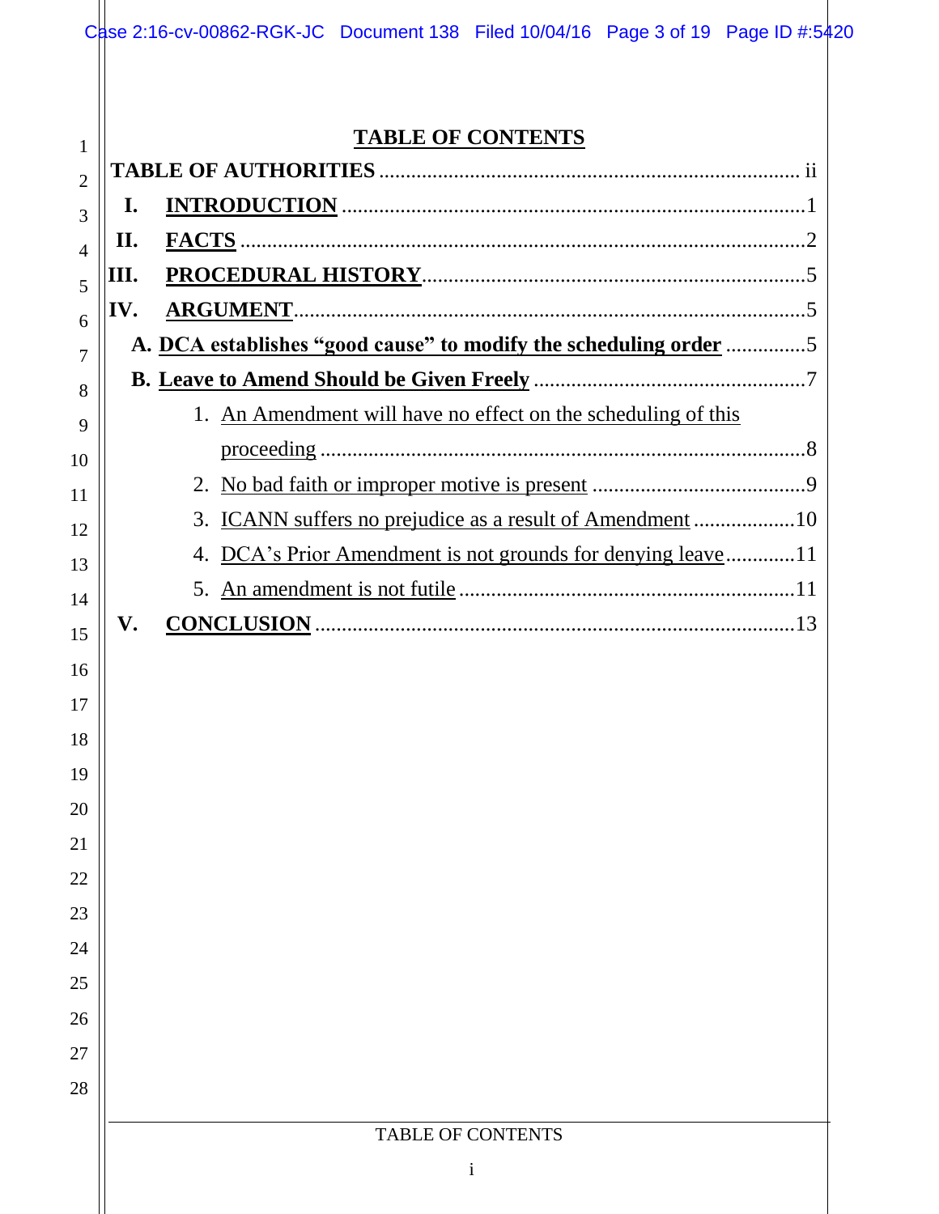# TABLE OF CONTENTS

**TABLE OF AUTHORITIES** .............................................................................. ii

**I. INTRODUCTION** ..................................................................................... 1

**II. FACTS** ........................................................................................................ 2

**III. PROCEDURAL HISTORY** ....................................................................... 5

**IV. ARGUMENT** ............................................................................................... 5

**A. DCA establishes "good cause" to modify the scheduling order** ............... 5

**B. Leave to Amend Should be Given Freely** .................................................. 7

1. An Amendment will have no effect on the scheduling of this proceeding ............................................................................................ 8
2. No bad faith or improper motive is present ........................................ 9
3. ICANN suffers no prejudice as a result of Amendment ................... 10
4. DCA's Prior Amendment is not grounds for denying leave ............. 11
5. An amendment is not futile ............................................................... 11

**V. CONCLUSION** .......................................................................................... 13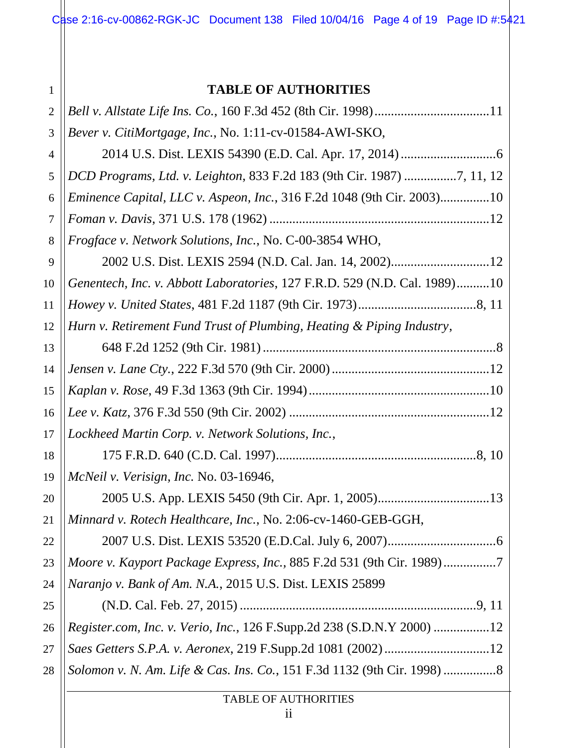# TABLE OF AUTHORITIES

*Bell v. Allstate Life Ins. Co.*, 160 F.3d 452 (8th Cir. 1998) .................................. 11

*Bever v. CitiMortgage, Inc.*, No. 1:11-cv-01584-AWI-SKO,
2014 U.S. Dist. LEXIS 54390 (E.D. Cal. Apr. 17, 2014) .................................. 6

*DCD Programs, Ltd. v. Leighton*, 833 F.2d 183 (9th Cir. 1987) ................ 7, 11, 12

*Eminence Capital, LLC v. Aspeon, Inc.*, 316 F.2d 1048 (9th Cir. 2003) ............... 10

*Foman v. Davis*, 371 U.S. 178 (1962) .................................. 12

*Frogface v. Network Solutions, Inc.*, No. C-00-3854 WHO,
2002 U.S. Dist. LEXIS 2594 (N.D. Cal. Jan. 14, 2002) .................................. 12

*Genentech, Inc. v. Abbott Laboratories*, 127 F.R.D. 529 (N.D. Cal. 1989) .......... 10

*Howey v. United States*, 481 F.2d 1187 (9th Cir. 1973) .................................. 8, 11

*Hurn v. Retirement Fund Trust of Plumbing, Heating & Piping Industry*,
648 F.2d 1252 (9th Cir. 1981) .................................. 8

*Jensen v. Lane Cty.*, 222 F.3d 570 (9th Cir. 2000) .................................. 12

*Kaplan v. Rose*, 49 F.3d 1363 (9th Cir. 1994) .................................. 10

*Lee v. Katz*, 376 F.3d 550 (9th Cir. 2002) .................................. 12

*Lockheed Martin Corp. v. Network Solutions, Inc.*,
175 F.R.D. 640 (C.D. Cal. 1997) .................................. 8, 10

*McNeil v. Verisign, Inc.* No. 03-16946,
2005 U.S. App. LEXIS 5450 (9th Cir. Apr. 1, 2005) .................................. 13

*Minnard v. Rotech Healthcare, Inc.*, No. 2:06-cv-1460-GEB-GGH,
2007 U.S. Dist. LEXIS 53520 (E.D.Cal. July 6, 2007) .................................. 6

*Moore v. Kayport Package Express, Inc.*, 885 F.2d 531 (9th Cir. 1989) ................ 7

*Naranjo v. Bank of Am. N.A.*, 2015 U.S. Dist. LEXIS 25899
(N.D. Cal. Feb. 27, 2015) .................................. 9, 11

*Register.com, Inc. v. Verio, Inc.*, 126 F.Supp.2d 238 (S.D.N.Y 2000) ................. 12

*Saes Getters S.P.A. v. Aeronex*, 219 F.Supp.2d 1081 (2002) .................................. 12

*Solomon v. N. Am. Life & Cas. Ins. Co.*, 151 F.3d 1132 (9th Cir. 1998) ................ 8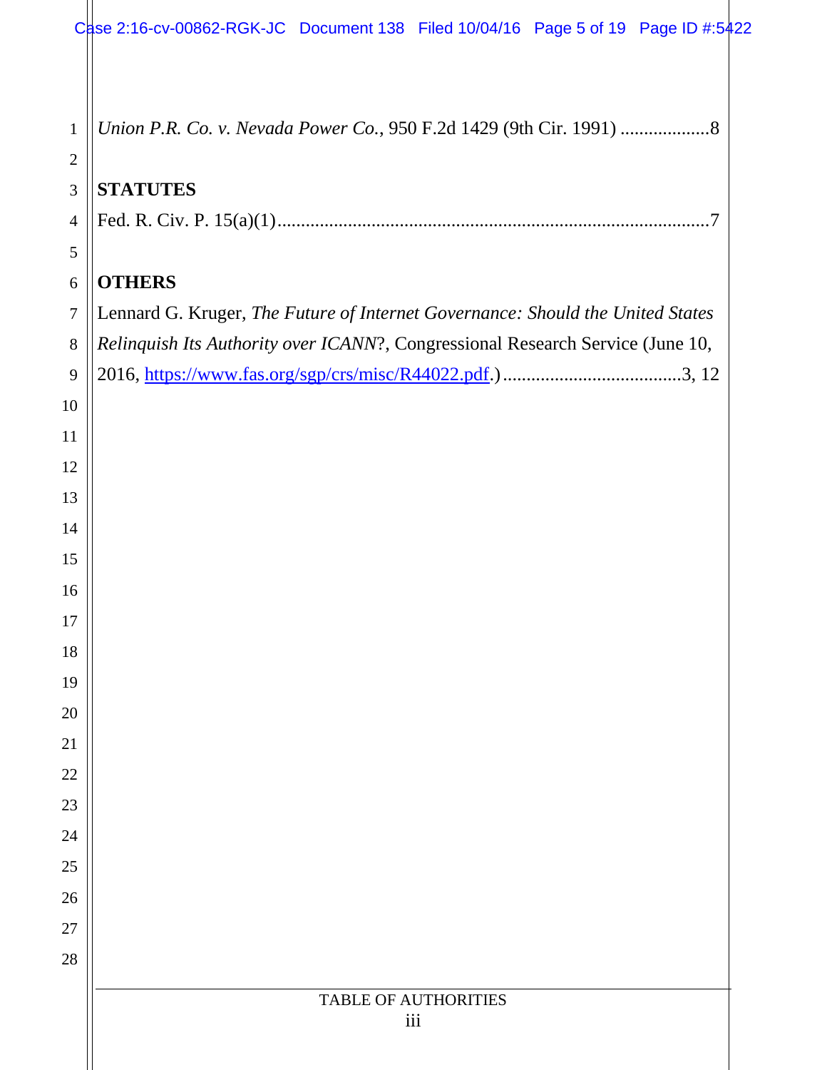*Union P.R. Co. v. Nevada Power Co.*, 950 F.2d 1429 (9th Cir. 1991) ...................8

**STATUTES**

Fed. R. Civ. P. 15(a)(1)...........................................................................................7

**OTHERS**

Lennard G. Kruger, *The Future of Internet Governance: Should the United States Relinquish Its Authority over ICANN*?, Congressional Research Service (June 10, 2016, https://www.fas.org/sgp/crs/misc/R44022.pdf.)......................................3, 12

TABLE OF AUTHORITIES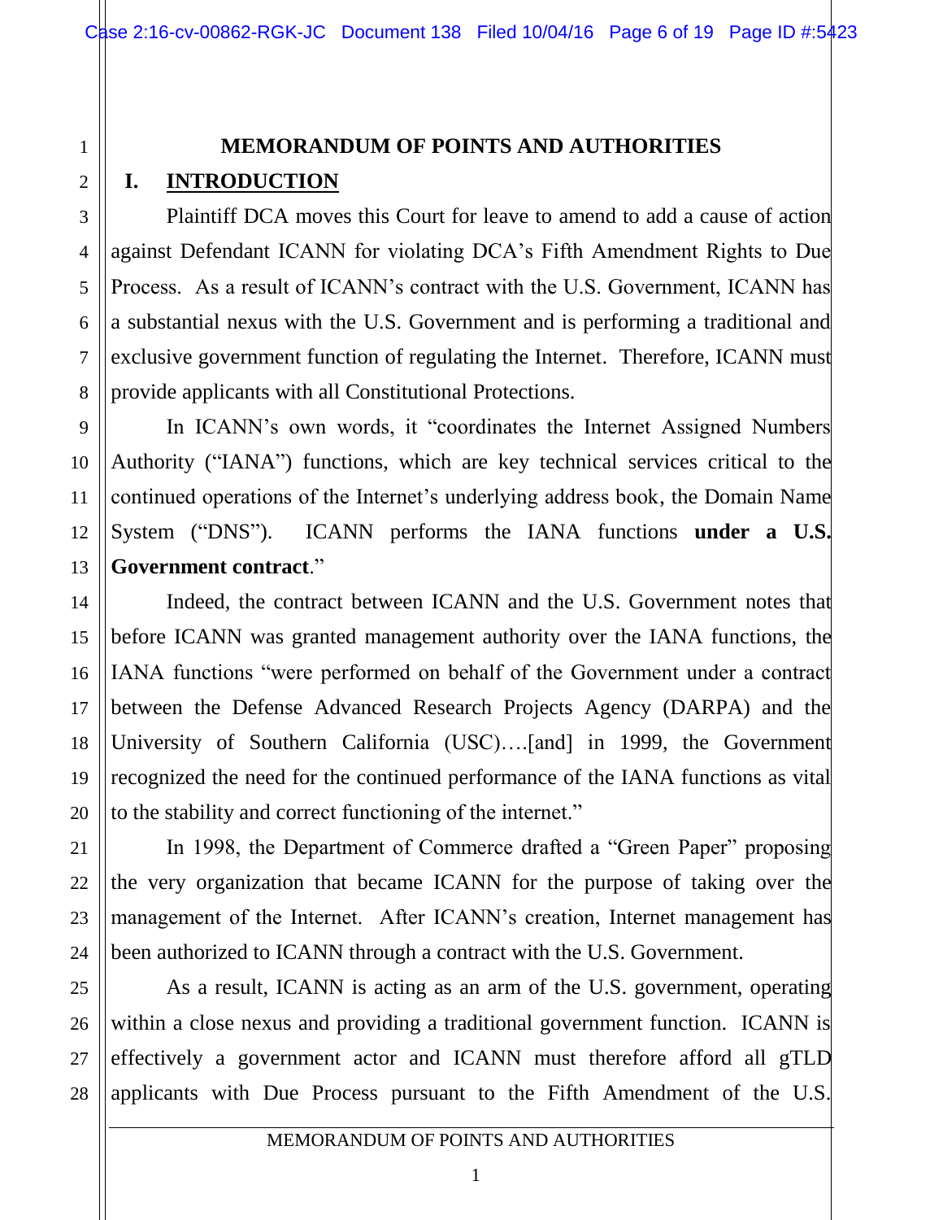## MEMORANDUM OF POINTS AND AUTHORITIES

### I. INTRODUCTION

Plaintiff DCA moves this Court for leave to amend to add a cause of action against Defendant ICANN for violating DCA's Fifth Amendment Rights to Due Process. As a result of ICANN's contract with the U.S. Government, ICANN has a substantial nexus with the U.S. Government and is performing a traditional and exclusive government function of regulating the Internet. Therefore, ICANN must provide applicants with all Constitutional Protections.

In ICANN's own words, it "coordinates the Internet Assigned Numbers Authority ("IANA") functions, which are key technical services critical to the continued operations of the Internet's underlying address book, the Domain Name System ("DNS"). ICANN performs the IANA functions **under a U.S. Government contract**."

Indeed, the contract between ICANN and the U.S. Government notes that before ICANN was granted management authority over the IANA functions, the IANA functions "were performed on behalf of the Government under a contract between the Defense Advanced Research Projects Agency (DARPA) and the University of Southern California (USC)….[and] in 1999, the Government recognized the need for the continued performance of the IANA functions as vital to the stability and correct functioning of the internet."

In 1998, the Department of Commerce drafted a "Green Paper" proposing the very organization that became ICANN for the purpose of taking over the management of the Internet. After ICANN's creation, Internet management has been authorized to ICANN through a contract with the U.S. Government.

As a result, ICANN is acting as an arm of the U.S. government, operating within a close nexus and providing a traditional government function. ICANN is effectively a government actor and ICANN must therefore afford all gTLD applicants with Due Process pursuant to the Fifth Amendment of the U.S.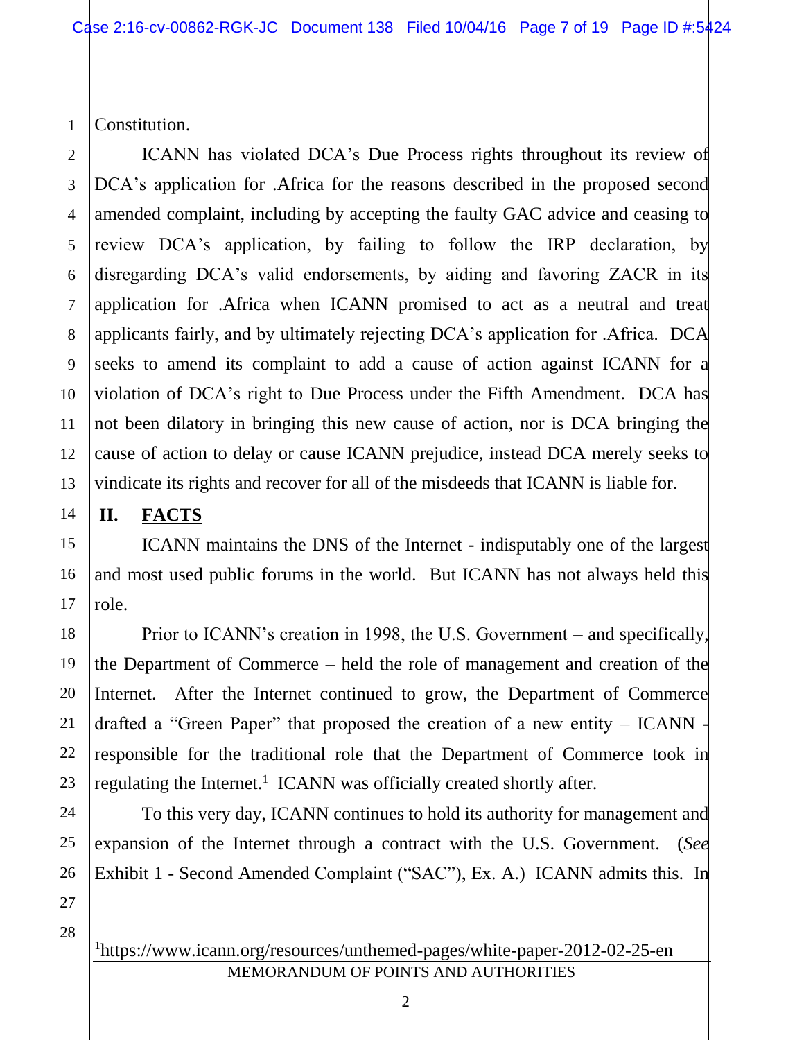Constitution.

ICANN has violated DCA's Due Process rights throughout its review of DCA's application for .Africa for the reasons described in the proposed second amended complaint, including by accepting the faulty GAC advice and ceasing to review DCA's application, by failing to follow the IRP declaration, by disregarding DCA's valid endorsements, by aiding and favoring ZACR in its application for .Africa when ICANN promised to act as a neutral and treat applicants fairly, and by ultimately rejecting DCA's application for .Africa. DCA seeks to amend its complaint to add a cause of action against ICANN for a violation of DCA's right to Due Process under the Fifth Amendment. DCA has not been dilatory in bringing this new cause of action, nor is DCA bringing the cause of action to delay or cause ICANN prejudice, instead DCA merely seeks to vindicate its rights and recover for all of the misdeeds that ICANN is liable for.

## II. FACTS

ICANN maintains the DNS of the Internet - indisputably one of the largest and most used public forums in the world. But ICANN has not always held this role.

Prior to ICANN's creation in 1998, the U.S. Government – and specifically, the Department of Commerce – held the role of management and creation of the Internet. After the Internet continued to grow, the Department of Commerce drafted a "Green Paper" that proposed the creation of a new entity – ICANN - responsible for the traditional role that the Department of Commerce took in regulating the Internet.[1] ICANN was officially created shortly after.

To this very day, ICANN continues to hold its authority for management and expansion of the Internet through a contract with the U.S. Government. (*See* Exhibit 1 - Second Amended Complaint ("SAC"), Ex. A.) ICANN admits this. In

---

[1] https://www.icann.org/resources/unthemed-pages/white-paper-2012-02-25-en

MEMORANDUM OF POINTS AND AUTHORITIES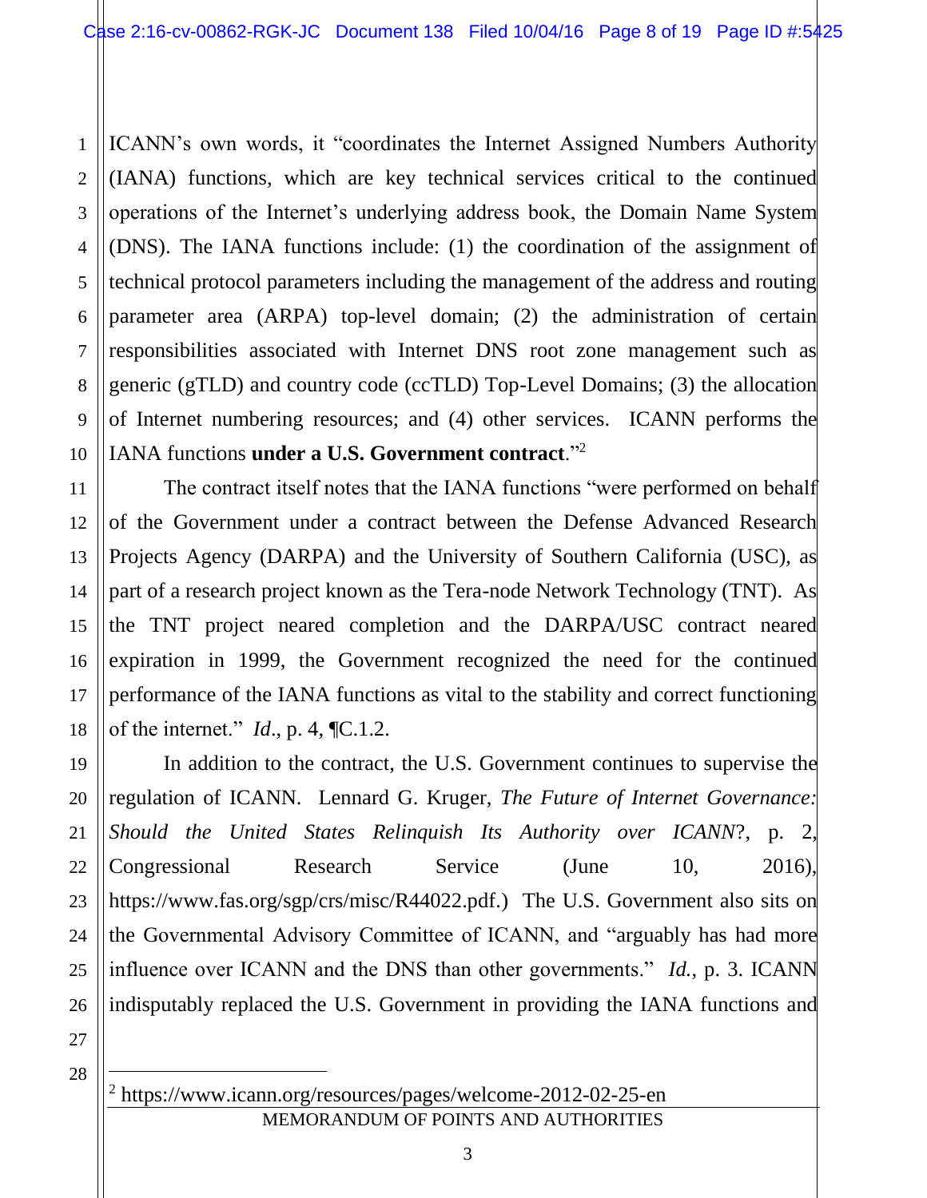ICANN's own words, it "coordinates the Internet Assigned Numbers Authority (IANA) functions, which are key technical services critical to the continued operations of the Internet's underlying address book, the Domain Name System (DNS). The IANA functions include: (1) the coordination of the assignment of technical protocol parameters including the management of the address and routing parameter area (ARPA) top-level domain; (2) the administration of certain responsibilities associated with Internet DNS root zone management such as generic (gTLD) and country code (ccTLD) Top-Level Domains; (3) the allocation of Internet numbering resources; and (4) other services. ICANN performs the IANA functions **under a U.S. Government contract**."[2]

The contract itself notes that the IANA functions "were performed on behalf of the Government under a contract between the Defense Advanced Research Projects Agency (DARPA) and the University of Southern California (USC), as part of a research project known as the Tera-node Network Technology (TNT). As the TNT project neared completion and the DARPA/USC contract neared expiration in 1999, the Government recognized the need for the continued performance of the IANA functions as vital to the stability and correct functioning of the internet." *Id.*, p. 4, ¶C.1.2.

In addition to the contract, the U.S. Government continues to supervise the regulation of ICANN. Lennard G. Kruger, *The Future of Internet Governance: Should the United States Relinquish Its Authority over ICANN*?, p. 2, Congressional Research Service (June 10, 2016), https://www.fas.org/sgp/crs/misc/R44022.pdf.) The U.S. Government also sits on the Governmental Advisory Committee of ICANN, and "arguably has had more influence over ICANN and the DNS than other governments." *Id.*, p. 3. ICANN indisputably replaced the U.S. Government in providing the IANA functions and

[2] https://www.icann.org/resources/pages/welcome-2012-02-25-en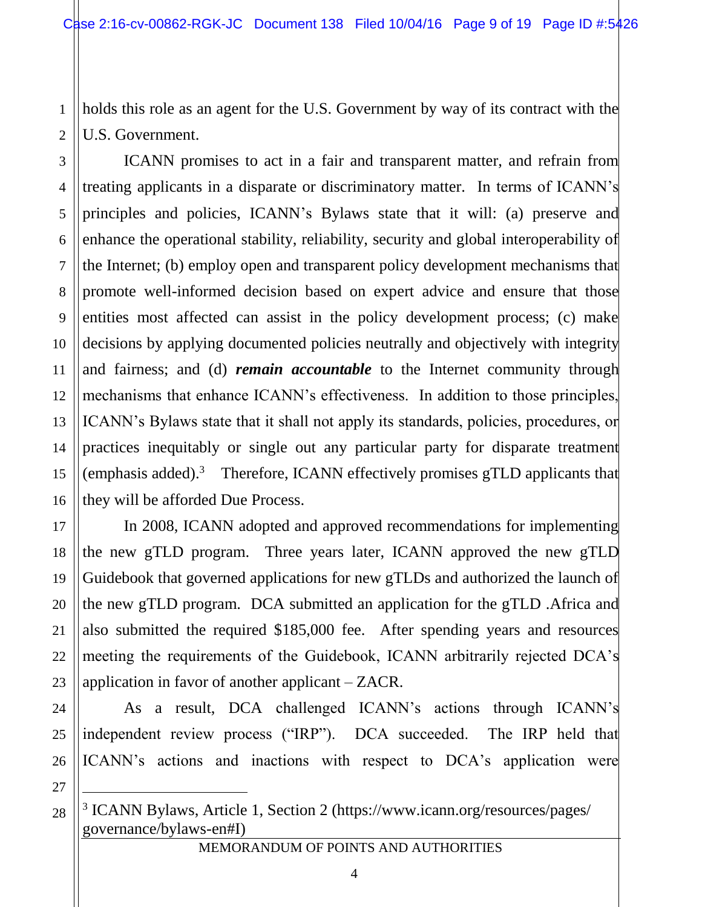holds this role as an agent for the U.S. Government by way of its contract with the U.S. Government.

ICANN promises to act in a fair and transparent matter, and refrain from treating applicants in a disparate or discriminatory matter. In terms of ICANN's principles and policies, ICANN's Bylaws state that it will: (a) preserve and enhance the operational stability, reliability, security and global interoperability of the Internet; (b) employ open and transparent policy development mechanisms that promote well-informed decision based on expert advice and ensure that those entities most affected can assist in the policy development process; (c) make decisions by applying documented policies neutrally and objectively with integrity and fairness; and (d) ***remain accountable*** to the Internet community through mechanisms that enhance ICANN's effectiveness. In addition to those principles, ICANN's Bylaws state that it shall not apply its standards, policies, procedures, or practices inequitably or single out any particular party for disparate treatment (emphasis added).[3] Therefore, ICANN effectively promises gTLD applicants that they will be afforded Due Process.

In 2008, ICANN adopted and approved recommendations for implementing the new gTLD program. Three years later, ICANN approved the new gTLD Guidebook that governed applications for new gTLDs and authorized the launch of the new gTLD program. DCA submitted an application for the gTLD .Africa and also submitted the required $185,000 fee. After spending years and resources meeting the requirements of the Guidebook, ICANN arbitrarily rejected DCA's application in favor of another applicant – ZACR.

As a result, DCA challenged ICANN's actions through ICANN's independent review process ("IRP"). DCA succeeded. The IRP held that ICANN's actions and inactions with respect to DCA's application were

[3] ICANN Bylaws, Article 1, Section 2 (https://www.icann.org/resources/pages/governance/bylaws-en#I)

MEMORANDUM OF POINTS AND AUTHORITIES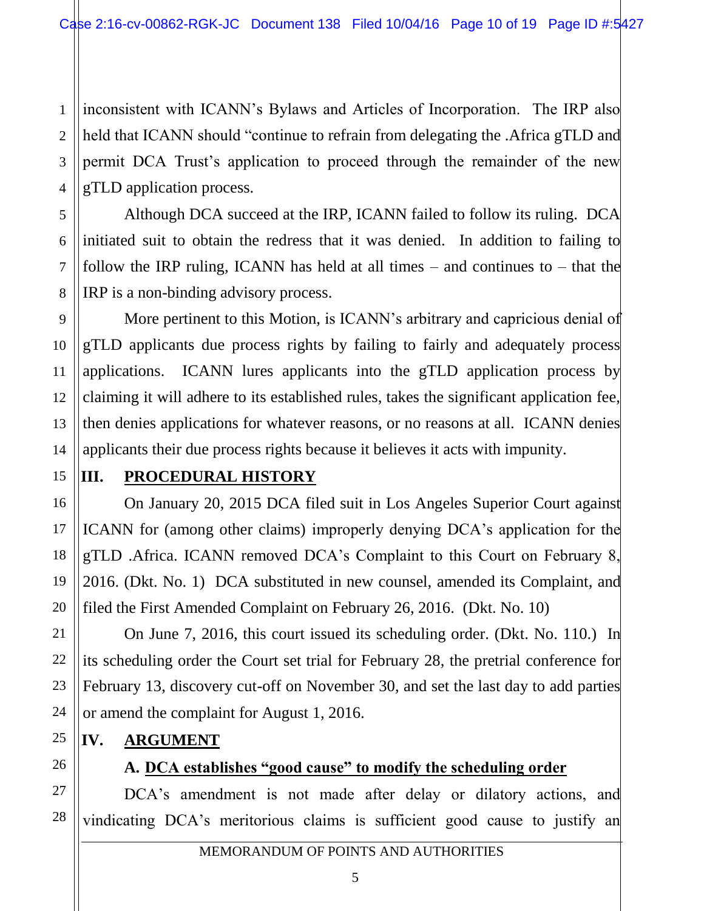inconsistent with ICANN's Bylaws and Articles of Incorporation. The IRP also held that ICANN should "continue to refrain from delegating the .Africa gTLD and permit DCA Trust's application to proceed through the remainder of the new gTLD application process.

Although DCA succeed at the IRP, ICANN failed to follow its ruling. DCA initiated suit to obtain the redress that it was denied. In addition to failing to follow the IRP ruling, ICANN has held at all times – and continues to – that the IRP is a non-binding advisory process.

More pertinent to this Motion, is ICANN's arbitrary and capricious denial of gTLD applicants due process rights by failing to fairly and adequately process applications. ICANN lures applicants into the gTLD application process by claiming it will adhere to its established rules, takes the significant application fee, then denies applications for whatever reasons, or no reasons at all. ICANN denies applicants their due process rights because it believes it acts with impunity.

## III. PROCEDURAL HISTORY

On January 20, 2015 DCA filed suit in Los Angeles Superior Court against ICANN for (among other claims) improperly denying DCA's application for the gTLD .Africa. ICANN removed DCA's Complaint to this Court on February 8, 2016. (Dkt. No. 1) DCA substituted in new counsel, amended its Complaint, and filed the First Amended Complaint on February 26, 2016. (Dkt. No. 10)

On June 7, 2016, this court issued its scheduling order. (Dkt. No. 110.) In its scheduling order the Court set trial for February 28, the pretrial conference for February 13, discovery cut-off on November 30, and set the last day to add parties or amend the complaint for August 1, 2016.

## IV. ARGUMENT

### A. DCA establishes "good cause" to modify the scheduling order

DCA's amendment is not made after delay or dilatory actions, and vindicating DCA's meritorious claims is sufficient good cause to justify an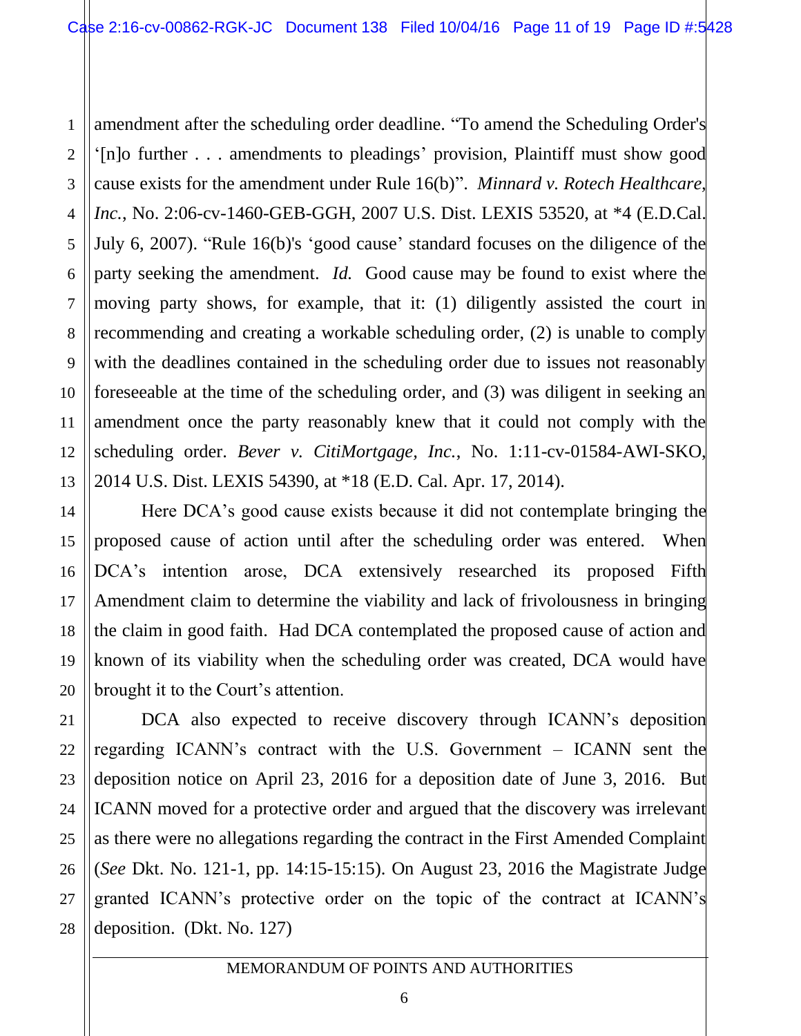amendment after the scheduling order deadline. "To amend the Scheduling Order's '[n]o further . . . amendments to pleadings' provision, Plaintiff must show good cause exists for the amendment under Rule 16(b)". *Minnard v. Rotech Healthcare, Inc.*, No. 2:06-cv-1460-GEB-GGH, 2007 U.S. Dist. LEXIS 53520, at *4 (E.D.Cal. July 6, 2007). "Rule 16(b)'s 'good cause' standard focuses on the diligence of the party seeking the amendment. *Id.* Good cause may be found to exist where the moving party shows, for example, that it: (1) diligently assisted the court in recommending and creating a workable scheduling order, (2) is unable to comply with the deadlines contained in the scheduling order due to issues not reasonably foreseeable at the time of the scheduling order, and (3) was diligent in seeking an amendment once the party reasonably knew that it could not comply with the scheduling order. *Bever v. CitiMortgage, Inc.*, No. 1:11-cv-01584-AWI-SKO, 2014 U.S. Dist. LEXIS 54390, at *18 (E.D. Cal. Apr. 17, 2014).

Here DCA's good cause exists because it did not contemplate bringing the proposed cause of action until after the scheduling order was entered. When DCA's intention arose, DCA extensively researched its proposed Fifth Amendment claim to determine the viability and lack of frivolousness in bringing the claim in good faith. Had DCA contemplated the proposed cause of action and known of its viability when the scheduling order was created, DCA would have brought it to the Court's attention.

DCA also expected to receive discovery through ICANN's deposition regarding ICANN's contract with the U.S. Government – ICANN sent the deposition notice on April 23, 2016 for a deposition date of June 3, 2016. But ICANN moved for a protective order and argued that the discovery was irrelevant as there were no allegations regarding the contract in the First Amended Complaint (*See* Dkt. No. 121-1, pp. 14:15-15:15). On August 23, 2016 the Magistrate Judge granted ICANN's protective order on the topic of the contract at ICANN's deposition. (Dkt. No. 127)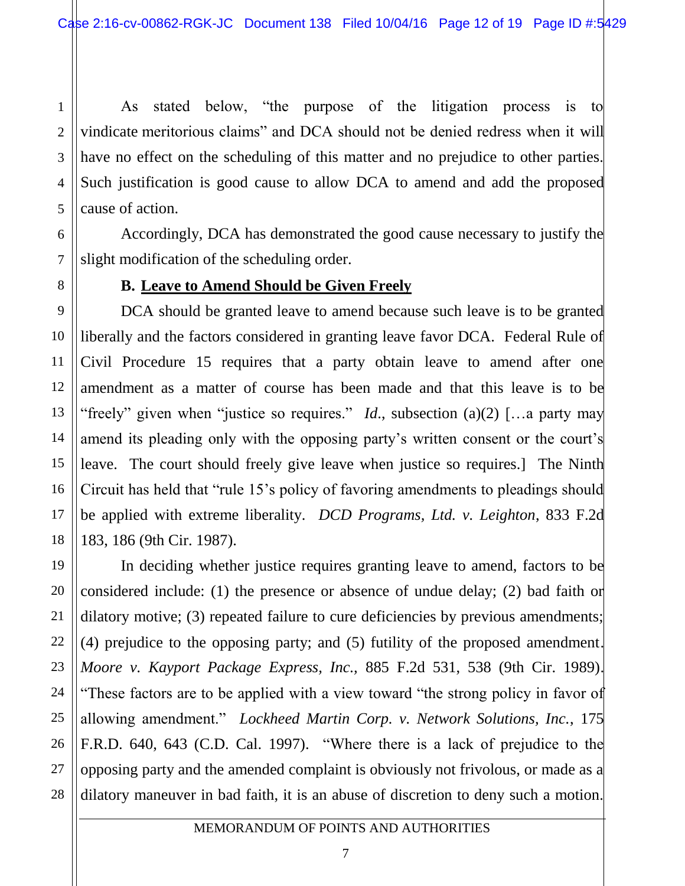As stated below, "the purpose of the litigation process is to vindicate meritorious claims" and DCA should not be denied redress when it will have no effect on the scheduling of this matter and no prejudice to other parties. Such justification is good cause to allow DCA to amend and add the proposed cause of action.

Accordingly, DCA has demonstrated the good cause necessary to justify the slight modification of the scheduling order.

### B. <u>Leave to Amend Should be Given Freely</u>

DCA should be granted leave to amend because such leave is to be granted liberally and the factors considered in granting leave favor DCA. Federal Rule of Civil Procedure 15 requires that a party obtain leave to amend after one amendment as a matter of course has been made and that this leave is to be "freely" given when "justice so requires." *Id.*, subsection (a)(2) […a party may amend its pleading only with the opposing party's written consent or the court's leave. The court should freely give leave when justice so requires.] The Ninth Circuit has held that "rule 15's policy of favoring amendments to pleadings should be applied with extreme liberality. *DCD Programs, Ltd. v. Leighton*, 833 F.2d 183, 186 (9th Cir. 1987).

In deciding whether justice requires granting leave to amend, factors to be considered include: (1) the presence or absence of undue delay; (2) bad faith or dilatory motive; (3) repeated failure to cure deficiencies by previous amendments; (4) prejudice to the opposing party; and (5) futility of the proposed amendment. *Moore v. Kayport Package Express, Inc.*, 885 F.2d 531, 538 (9th Cir. 1989). "These factors are to be applied with a view toward "the strong policy in favor of allowing amendment." *Lockheed Martin Corp. v. Network Solutions, Inc.*, 175 F.R.D. 640, 643 (C.D. Cal. 1997). "Where there is a lack of prejudice to the opposing party and the amended complaint is obviously not frivolous, or made as a dilatory maneuver in bad faith, it is an abuse of discretion to deny such a motion.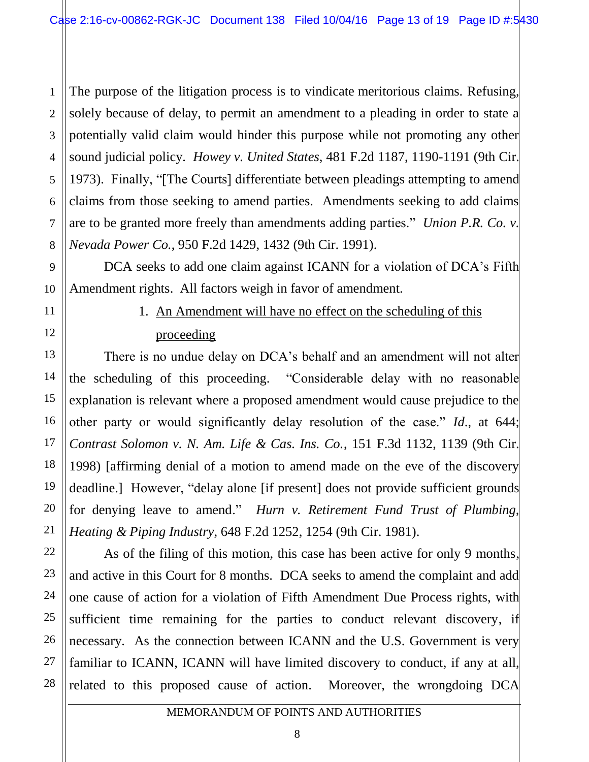The purpose of the litigation process is to vindicate meritorious claims. Refusing, solely because of delay, to permit an amendment to a pleading in order to state a potentially valid claim would hinder this purpose while not promoting any other sound judicial policy. *Howey v. United States*, 481 F.2d 1187, 1190-1191 (9th Cir. 1973). Finally, "[The Courts] differentiate between pleadings attempting to amend claims from those seeking to amend parties. Amendments seeking to add claims are to be granted more freely than amendments adding parties." *Union P.R. Co. v. Nevada Power Co.*, 950 F.2d 1429, 1432 (9th Cir. 1991).

DCA seeks to add one claim against ICANN for a violation of DCA's Fifth Amendment rights. All factors weigh in favor of amendment.

1. <u>An Amendment will have no effect on the scheduling of this proceeding</u>

There is no undue delay on DCA's behalf and an amendment will not alter the scheduling of this proceeding. "Considerable delay with no reasonable explanation is relevant where a proposed amendment would cause prejudice to the other party or would significantly delay resolution of the case." *Id.*, at 644; *Contrast Solomon v. N. Am. Life & Cas. Ins. Co.*, 151 F.3d 1132, 1139 (9th Cir. 1998) [affirming denial of a motion to amend made on the eve of the discovery deadline.] However, "delay alone [if present] does not provide sufficient grounds for denying leave to amend." *Hurn v. Retirement Fund Trust of Plumbing, Heating & Piping Industry*, 648 F.2d 1252, 1254 (9th Cir. 1981).

As of the filing of this motion, this case has been active for only 9 months, and active in this Court for 8 months. DCA seeks to amend the complaint and add one cause of action for a violation of Fifth Amendment Due Process rights, with sufficient time remaining for the parties to conduct relevant discovery, if necessary. As the connection between ICANN and the U.S. Government is very familiar to ICANN, ICANN will have limited discovery to conduct, if any at all, related to this proposed cause of action. Moreover, the wrongdoing DCA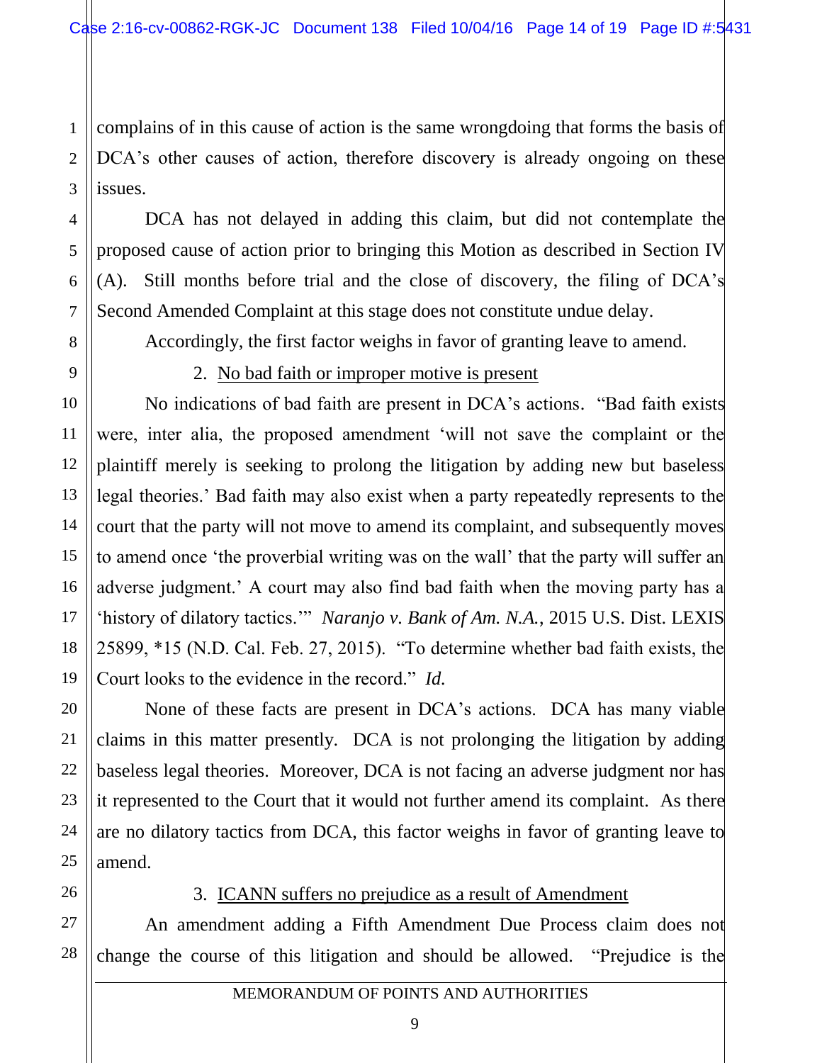complains of in this cause of action is the same wrongdoing that forms the basis of DCA's other causes of action, therefore discovery is already ongoing on these issues.

DCA has not delayed in adding this claim, but did not contemplate the proposed cause of action prior to bringing this Motion as described in Section IV (A). Still months before trial and the close of discovery, the filing of DCA's Second Amended Complaint at this stage does not constitute undue delay.

Accordingly, the first factor weighs in favor of granting leave to amend.

2. No bad faith or improper motive is present

No indications of bad faith are present in DCA's actions. "Bad faith exists were, inter alia, the proposed amendment 'will not save the complaint or the plaintiff merely is seeking to prolong the litigation by adding new but baseless legal theories.' Bad faith may also exist when a party repeatedly represents to the court that the party will not move to amend its complaint, and subsequently moves to amend once 'the proverbial writing was on the wall' that the party will suffer an adverse judgment.' A court may also find bad faith when the moving party has a 'history of dilatory tactics.'" *Naranjo v. Bank of Am. N.A.*, 2015 U.S. Dist. LEXIS 25899, *15 (N.D. Cal. Feb. 27, 2015). "To determine whether bad faith exists, the Court looks to the evidence in the record." *Id.*

None of these facts are present in DCA's actions. DCA has many viable claims in this matter presently. DCA is not prolonging the litigation by adding baseless legal theories. Moreover, DCA is not facing an adverse judgment nor has it represented to the Court that it would not further amend its complaint. As there are no dilatory tactics from DCA, this factor weighs in favor of granting leave to amend.

3. ICANN suffers no prejudice as a result of Amendment

An amendment adding a Fifth Amendment Due Process claim does not change the course of this litigation and should be allowed. "Prejudice is the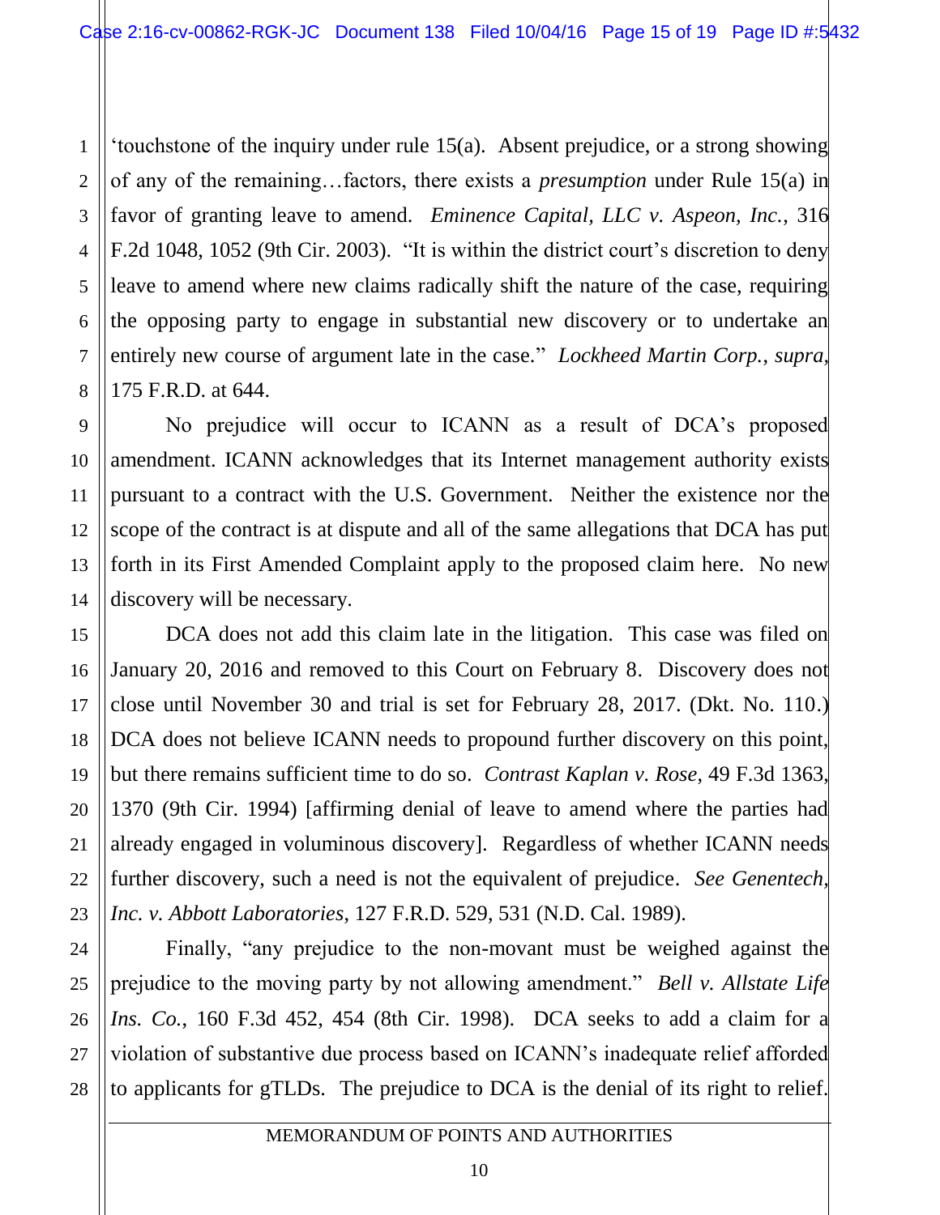'touchstone of the inquiry under rule 15(a). Absent prejudice, or a strong showing of any of the remaining…factors, there exists a *presumption* under Rule 15(a) in favor of granting leave to amend. *Eminence Capital, LLC v. Aspeon, Inc.*, 316 F.2d 1048, 1052 (9th Cir. 2003). "It is within the district court's discretion to deny leave to amend where new claims radically shift the nature of the case, requiring the opposing party to engage in substantial new discovery or to undertake an entirely new course of argument late in the case." *Lockheed Martin Corp., supra*, 175 F.R.D. at 644.

No prejudice will occur to ICANN as a result of DCA's proposed amendment. ICANN acknowledges that its Internet management authority exists pursuant to a contract with the U.S. Government. Neither the existence nor the scope of the contract is at dispute and all of the same allegations that DCA has put forth in its First Amended Complaint apply to the proposed claim here. No new discovery will be necessary.

DCA does not add this claim late in the litigation. This case was filed on January 20, 2016 and removed to this Court on February 8. Discovery does not close until November 30 and trial is set for February 28, 2017. (Dkt. No. 110.) DCA does not believe ICANN needs to propound further discovery on this point, but there remains sufficient time to do so. *Contrast Kaplan v. Rose*, 49 F.3d 1363, 1370 (9th Cir. 1994) [affirming denial of leave to amend where the parties had already engaged in voluminous discovery]. Regardless of whether ICANN needs further discovery, such a need is not the equivalent of prejudice. *See Genentech, Inc. v. Abbott Laboratories*, 127 F.R.D. 529, 531 (N.D. Cal. 1989).

Finally, "any prejudice to the non-movant must be weighed against the prejudice to the moving party by not allowing amendment." *Bell v. Allstate Life Ins. Co.*, 160 F.3d 452, 454 (8th Cir. 1998). DCA seeks to add a claim for a violation of substantive due process based on ICANN's inadequate relief afforded to applicants for gTLDs. The prejudice to DCA is the denial of its right to relief.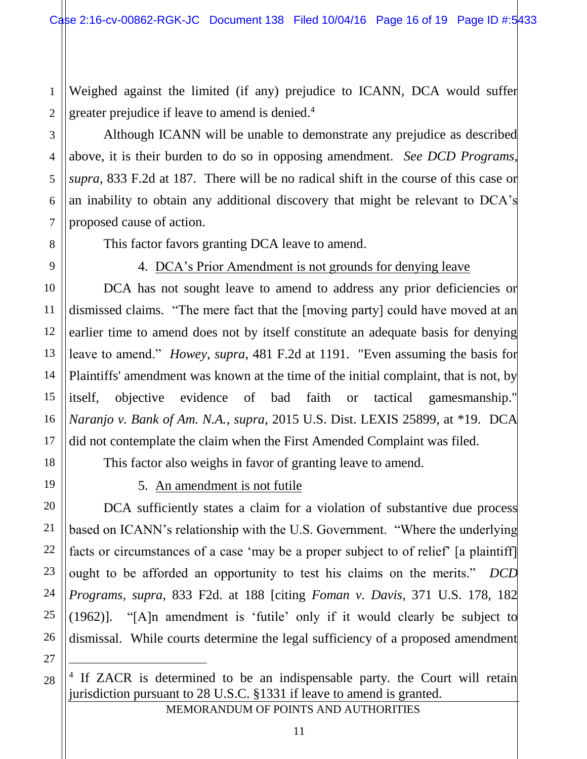Weighed against the limited (if any) prejudice to ICANN, DCA would suffer greater prejudice if leave to amend is denied.[4]

Although ICANN will be unable to demonstrate any prejudice as described above, it is their burden to do so in opposing amendment. *See DCD Programs, supra*, 833 F.2d at 187. There will be no radical shift in the course of this case or an inability to obtain any additional discovery that might be relevant to DCA's proposed cause of action.

This factor favors granting DCA leave to amend.

4. <u>DCA's Prior Amendment is not grounds for denying leave</u>

DCA has not sought leave to amend to address any prior deficiencies or dismissed claims. "The mere fact that the [moving party] could have moved at an earlier time to amend does not by itself constitute an adequate basis for denying leave to amend." *Howey, supra*, 481 F.2d at 1191. "Even assuming the basis for Plaintiffs' amendment was known at the time of the initial complaint, that is not, by itself, objective evidence of bad faith or tactical gamesmanship." *Naranjo v. Bank of Am. N.A.*, *supra*, 2015 U.S. Dist. LEXIS 25899, at *19. DCA did not contemplate the claim when the First Amended Complaint was filed.

This factor also weighs in favor of granting leave to amend.

5. <u>An amendment is not futile</u>

DCA sufficiently states a claim for a violation of substantive due process based on ICANN's relationship with the U.S. Government. "Where the underlying facts or circumstances of a case 'may be a proper subject to of relief' [a plaintiff] ought to be afforded an opportunity to test his claims on the merits." *DCD Programs*, *supra*, 833 F2d. at 188 [citing *Foman v. Davis*, 371 U.S. 178, 182 (1962)]. "[A]n amendment is 'futile' only if it would clearly be subject to dismissal. While courts determine the legal sufficiency of a proposed amendment

[4] If ZACR is determined to be an indispensable party. the Court will retain jurisdiction pursuant to 28 U.S.C. §1331 if leave to amend is granted.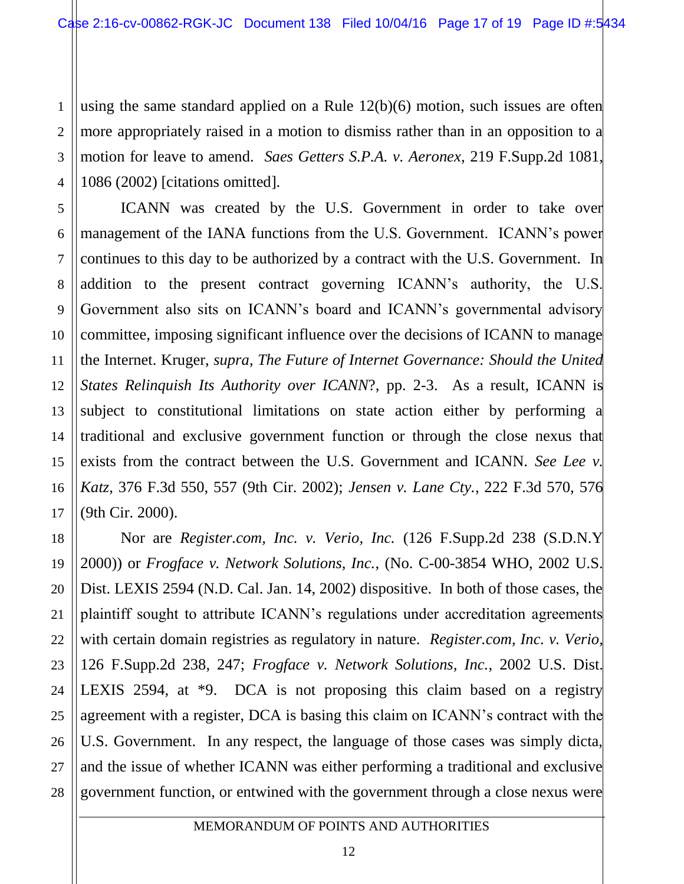using the same standard applied on a Rule 12(b)(6) motion, such issues are often more appropriately raised in a motion to dismiss rather than in an opposition to a motion for leave to amend. *Saes Getters S.P.A. v. Aeronex*, 219 F.Supp.2d 1081, 1086 (2002) [citations omitted].

ICANN was created by the U.S. Government in order to take over management of the IANA functions from the U.S. Government. ICANN's power continues to this day to be authorized by a contract with the U.S. Government. In addition to the present contract governing ICANN's authority, the U.S. Government also sits on ICANN's board and ICANN's governmental advisory committee, imposing significant influence over the decisions of ICANN to manage the Internet. Kruger, *supra*, *The Future of Internet Governance: Should the United States Relinquish Its Authority over ICANN*?, pp. 2-3. As a result, ICANN is subject to constitutional limitations on state action either by performing a traditional and exclusive government function or through the close nexus that exists from the contract between the U.S. Government and ICANN. *See Lee v. Katz*, 376 F.3d 550, 557 (9th Cir. 2002); *Jensen v. Lane Cty.*, 222 F.3d 570, 576 (9th Cir. 2000).

Nor are *Register.com, Inc. v. Verio, Inc.* (126 F.Supp.2d 238 (S.D.N.Y 2000)) or *Frogface v. Network Solutions, Inc.*, (No. C-00-3854 WHO, 2002 U.S. Dist. LEXIS 2594 (N.D. Cal. Jan. 14, 2002) dispositive. In both of those cases, the plaintiff sought to attribute ICANN's regulations under accreditation agreements with certain domain registries as regulatory in nature. *Register.com, Inc. v. Verio*, 126 F.Supp.2d 238, 247; *Frogface v. Network Solutions, Inc.*, 2002 U.S. Dist. LEXIS 2594, at *9. DCA is not proposing this claim based on a registry agreement with a register, DCA is basing this claim on ICANN's contract with the U.S. Government. In any respect, the language of those cases was simply dicta, and the issue of whether ICANN was either performing a traditional and exclusive government function, or entwined with the government through a close nexus were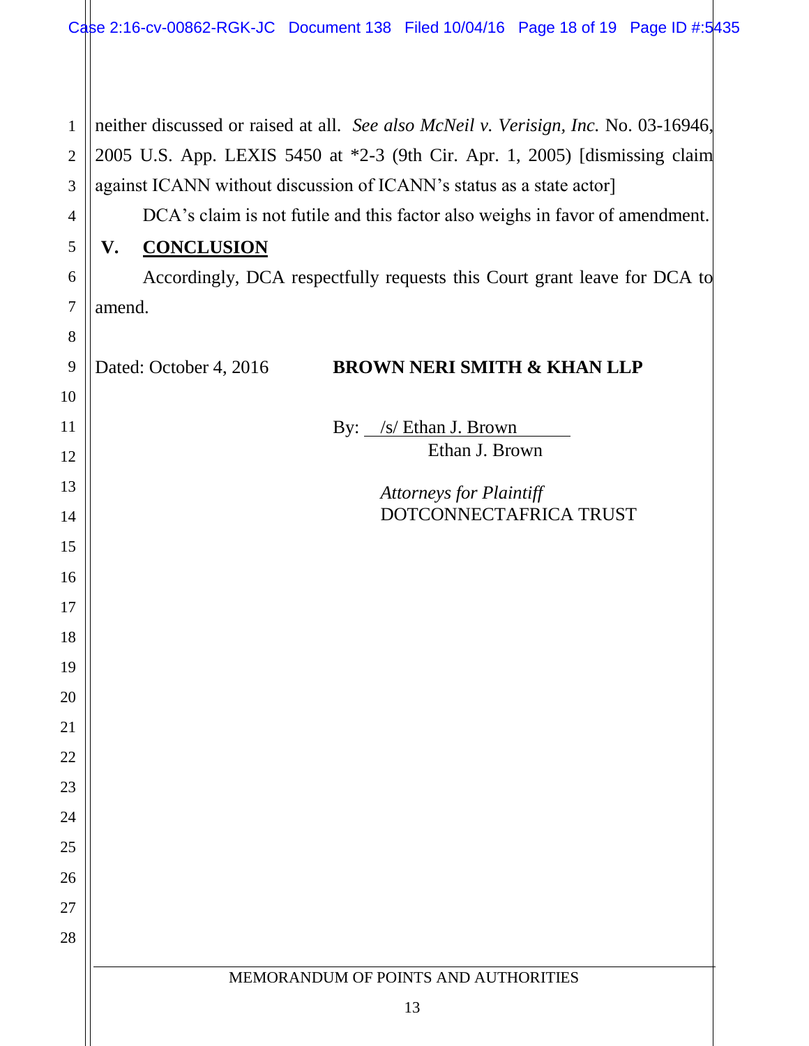neither discussed or raised at all. *See also McNeil v. Verisign, Inc.* No. 03-16946, 2005 U.S. App. LEXIS 5450 at *2-3 (9th Cir. Apr. 1, 2005) [dismissing claim against ICANN without discussion of ICANN's status as a state actor]

DCA's claim is not futile and this factor also weighs in favor of amendment.

## V. CONCLUSION

Accordingly, DCA respectfully requests this Court grant leave for DCA to amend.

Dated: October 4, 2016

**BROWN NERI SMITH & KHAN LLP**

By: /s/ Ethan J. Brown
Ethan J. Brown

*Attorneys for Plaintiff*
DOTCONNECTAFRICA TRUST

MEMORANDUM OF POINTS AND AUTHORITIES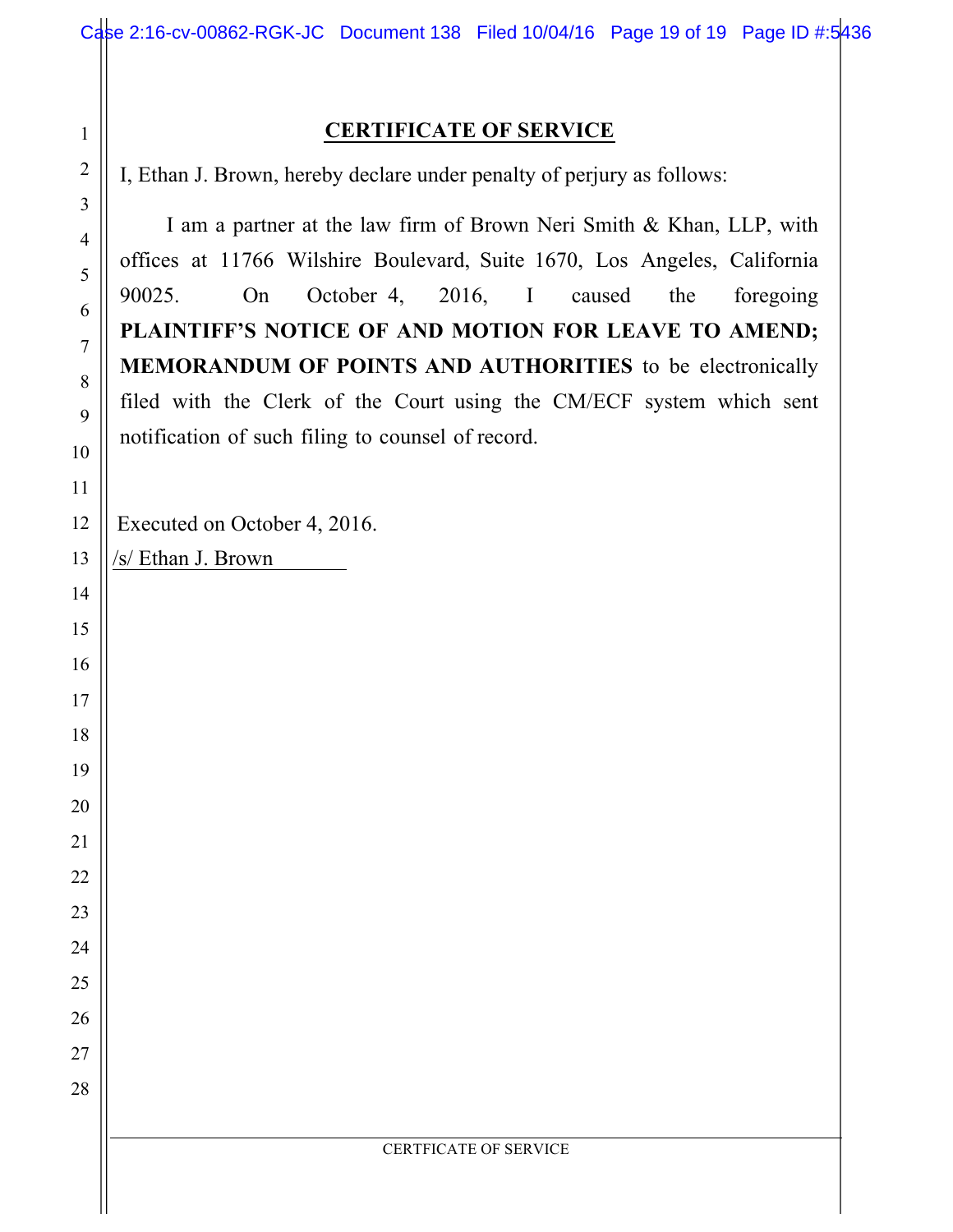## CERTIFICATE OF SERVICE

I, Ethan J. Brown, hereby declare under penalty of perjury as follows:

I am a partner at the law firm of Brown Neri Smith & Khan, LLP, with offices at 11766 Wilshire Boulevard, Suite 1670, Los Angeles, California 90025. On October 4, 2016, I caused the foregoing **PLAINTIFF'S NOTICE OF AND MOTION FOR LEAVE TO AMEND; MEMORANDUM OF POINTS AND AUTHORITIES** to be electronically filed with the Clerk of the Court using the CM/ECF system which sent notification of such filing to counsel of record.

Executed on October 4, 2016.

/s/ Ethan J. Brown

CERTFICATE OF SERVICE